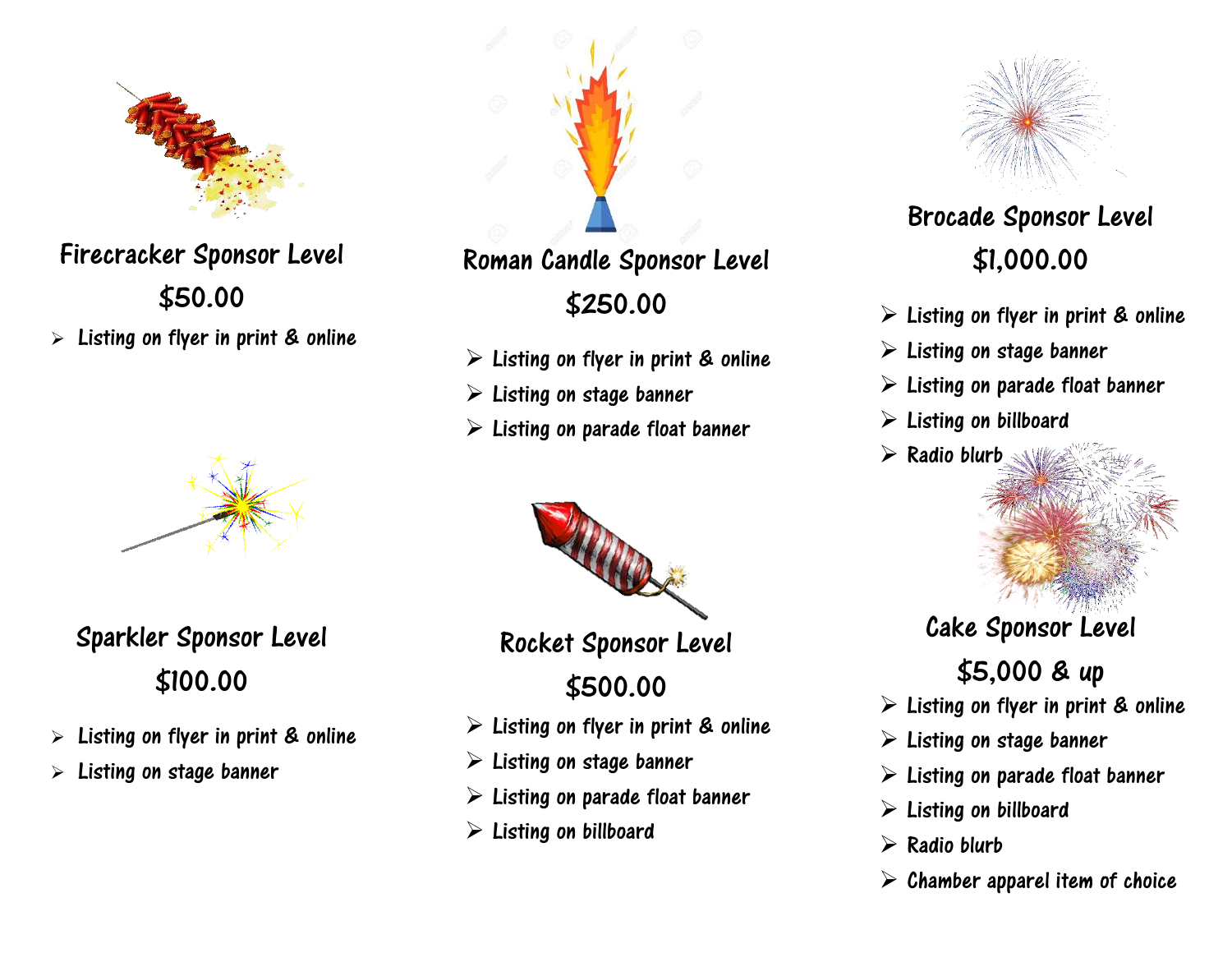## Firecracker Sponsor Level

**$50.00**

- Listing on flyer in print & online

## Sparkler Sponsor Level

**$100.00**

- Listing on flyer in print & online
- Listing on stage banner

## Roman Candle Sponsor Level

**$250.00**

- Listing on flyer in print & online
- Listing on stage banner
- Listing on parade float banner

## Rocket Sponsor Level

**$500.00**

- Listing on flyer in print & online
- Listing on stage banner
- Listing on parade float banner
- Listing on billboard

## Brocade Sponsor Level

**$1,000.00**

- Listing on flyer in print & online
- Listing on stage banner
- Listing on parade float banner
- Listing on billboard
- Radio blurb

## Cake Sponsor Level

**$5,000 & up**

- Listing on flyer in print & online
- Listing on stage banner
- Listing on parade float banner
- Listing on billboard
- Radio blurb
- Chamber apparel item of choice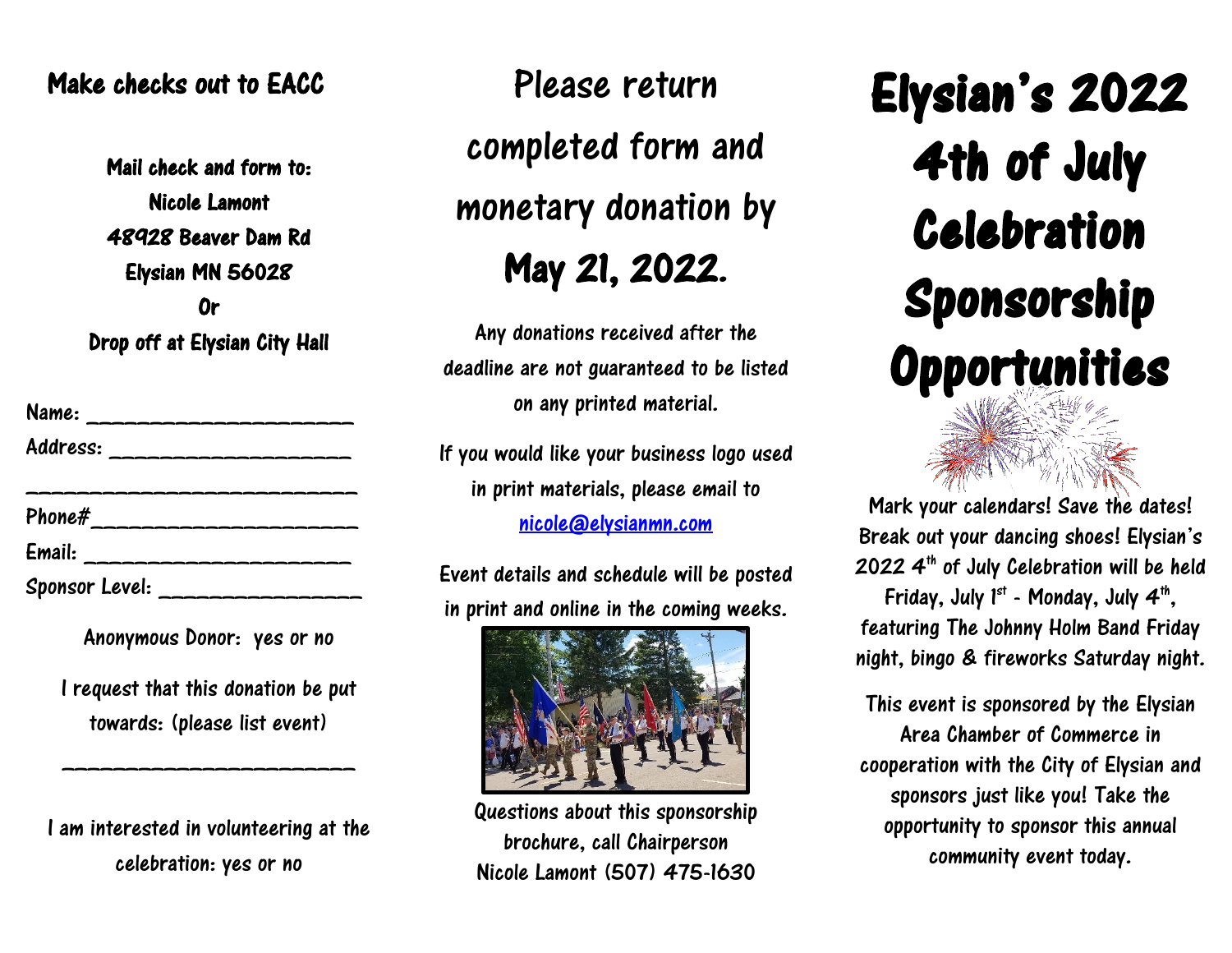**Make checks out to EACC**

**Mail check and form to:**
**Nicole Lamont**
**48928 Beaver Dam Rd**
**Elysian MN 56028**
**Or**
**Drop off at Elysian City Hall**

Name: ____________________

Address: __________________

__________________________

Phone#____________________

Email: _____________________

Sponsor Level: ________________

Anonymous Donor: yes or no

I request that this donation be put towards: (please list event)

______________________

I am interested in volunteering at the celebration: yes or no

Please return completed form and monetary donation by

**May 21, 2022.**

Any donations received after the deadline are not guaranteed to be listed on any printed material.

If you would like your business logo used in print materials, please email to [nicole@elysianmn.com](mailto:nicole@elysianmn.com)

Event details and schedule will be posted in print and online in the coming weeks.

Questions about this sponsorship brochure, call Chairperson
Nicole Lamont (507) 475-1630

# Elysian's 2022 4th of July Celebration Sponsorship Opportunities

Mark your calendars! Save the dates! Break out your dancing shoes! Elysian's 2022 4th of July Celebration will be held Friday, July 1st - Monday, July 4th, featuring The Johnny Holm Band Friday night, bingo & fireworks Saturday night.

This event is sponsored by the Elysian Area Chamber of Commerce in cooperation with the City of Elysian and sponsors just like you! Take the opportunity to sponsor this annual community event today.